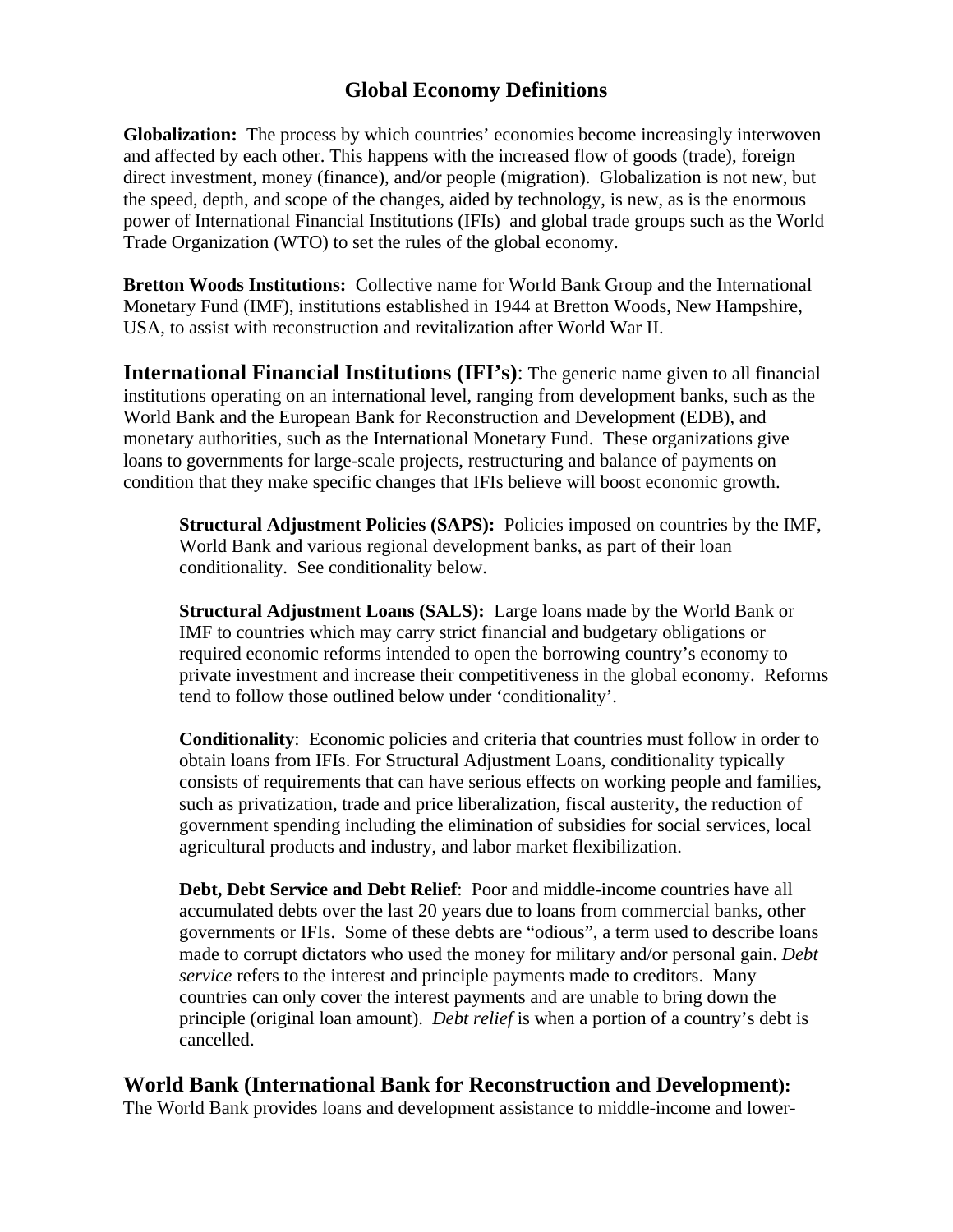# Global Economy Definitions

**Globalization:** The process by which countries' economies become increasingly interwoven and affected by each other. This happens with the increased flow of goods (trade), foreign direct investment, money (finance), and/or people (migration). Globalization is not new, but the speed, depth, and scope of the changes, aided by technology, is new, as is the enormous power of International Financial Institutions (IFIs) and global trade groups such as the World Trade Organization (WTO) to set the rules of the global economy.

**Bretton Woods Institutions:** Collective name for World Bank Group and the International Monetary Fund (IMF), institutions established in 1944 at Bretton Woods, New Hampshire, USA, to assist with reconstruction and revitalization after World War II.

## International Financial Institutions (IFI's): 

The generic name given to all financial institutions operating on an international level, ranging from development banks, such as the World Bank and the European Bank for Reconstruction and Development (EDB), and monetary authorities, such as the International Monetary Fund. These organizations give loans to governments for large-scale projects, restructuring and balance of payments on condition that they make specific changes that IFIs believe will boost economic growth.

> **Structural Adjustment Policies (SAPS):** Policies imposed on countries by the IMF, World Bank and various regional development banks, as part of their loan conditionality. See conditionality below.
>
> **Structural Adjustment Loans (SALS):** Large loans made by the World Bank or IMF to countries which may carry strict financial and budgetary obligations or required economic reforms intended to open the borrowing country's economy to private investment and increase their competitiveness in the global economy. Reforms tend to follow those outlined below under 'conditionality'.
>
> **Conditionality**: Economic policies and criteria that countries must follow in order to obtain loans from IFIs. For Structural Adjustment Loans, conditionality typically consists of requirements that can have serious effects on working people and families, such as privatization, trade and price liberalization, fiscal austerity, the reduction of government spending including the elimination of subsidies for social services, local agricultural products and industry, and labor market flexibilization.
>
> **Debt, Debt Service and Debt Relief**: Poor and middle-income countries have all accumulated debts over the last 20 years due to loans from commercial banks, other governments or IFIs. Some of these debts are "odious", a term used to describe loans made to corrupt dictators who used the money for military and/or personal gain. *Debt service* refers to the interest and principle payments made to creditors. Many countries can only cover the interest payments and are unable to bring down the principle (original loan amount). *Debt relief* is when a portion of a country's debt is cancelled.

## World Bank (International Bank for Reconstruction and Development):

The World Bank provides loans and development assistance to middle-income and lower-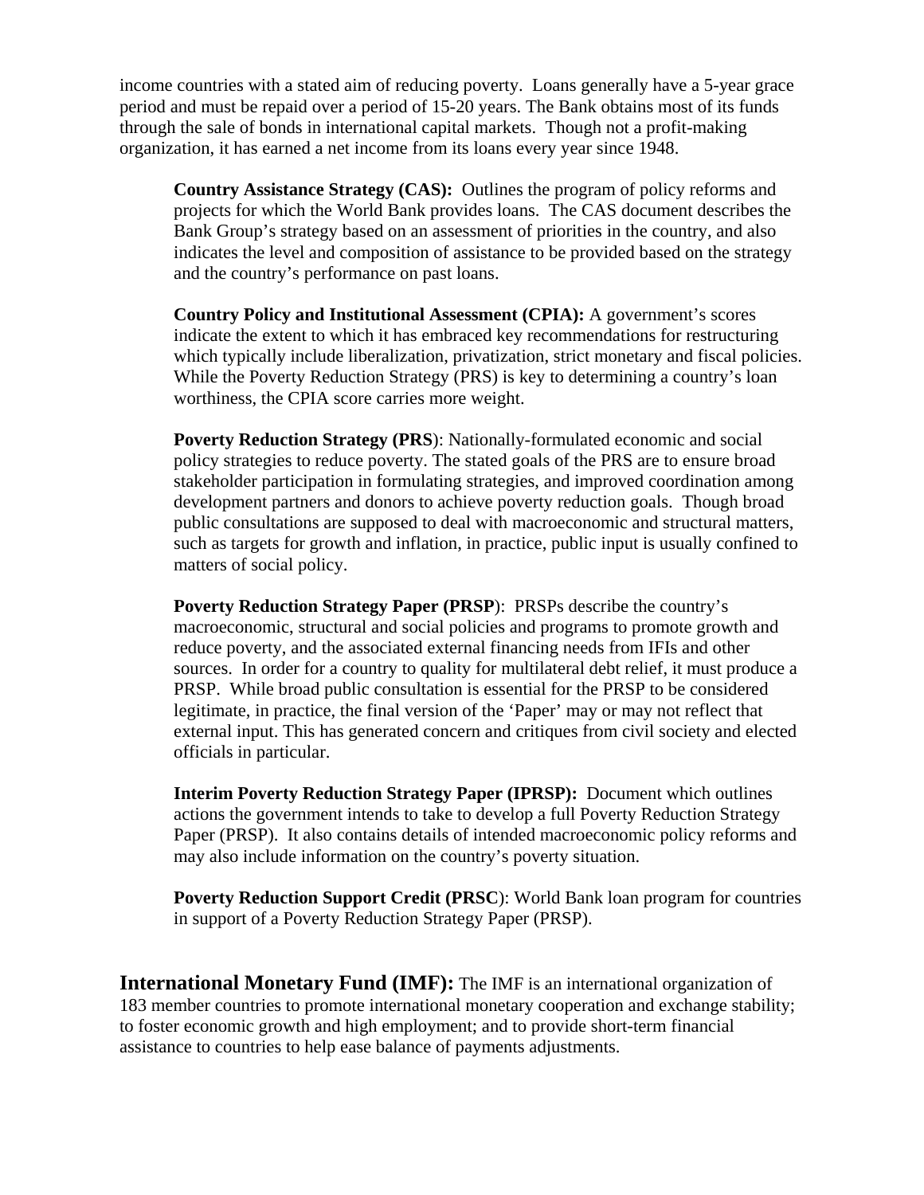income countries with a stated aim of reducing poverty. Loans generally have a 5-year grace period and must be repaid over a period of 15-20 years. The Bank obtains most of its funds through the sale of bonds in international capital markets. Though not a profit-making organization, it has earned a net income from its loans every year since 1948.

> **Country Assistance Strategy (CAS):** Outlines the program of policy reforms and projects for which the World Bank provides loans. The CAS document describes the Bank Group's strategy based on an assessment of priorities in the country, and also indicates the level and composition of assistance to be provided based on the strategy and the country's performance on past loans.
>
> **Country Policy and Institutional Assessment (CPIA):** A government's scores indicate the extent to which it has embraced key recommendations for restructuring which typically include liberalization, privatization, strict monetary and fiscal policies. While the Poverty Reduction Strategy (PRS) is key to determining a country's loan worthiness, the CPIA score carries more weight.
>
> **Poverty Reduction Strategy (PRS)**: Nationally-formulated economic and social policy strategies to reduce poverty. The stated goals of the PRS are to ensure broad stakeholder participation in formulating strategies, and improved coordination among development partners and donors to achieve poverty reduction goals. Though broad public consultations are supposed to deal with macroeconomic and structural matters, such as targets for growth and inflation, in practice, public input is usually confined to matters of social policy.
>
> **Poverty Reduction Strategy Paper (PRSP)**: PRSPs describe the country's macroeconomic, structural and social policies and programs to promote growth and reduce poverty, and the associated external financing needs from IFIs and other sources. In order for a country to quality for multilateral debt relief, it must produce a PRSP. While broad public consultation is essential for the PRSP to be considered legitimate, in practice, the final version of the 'Paper' may or may not reflect that external input. This has generated concern and critiques from civil society and elected officials in particular.
>
> **Interim Poverty Reduction Strategy Paper (IPRSP):** Document which outlines actions the government intends to take to develop a full Poverty Reduction Strategy Paper (PRSP). It also contains details of intended macroeconomic policy reforms and may also include information on the country's poverty situation.
>
> **Poverty Reduction Support Credit (PRSC)**: World Bank loan program for countries in support of a Poverty Reduction Strategy Paper (PRSP).

**International Monetary Fund (IMF):** The IMF is an international organization of 183 member countries to promote international monetary cooperation and exchange stability; to foster economic growth and high employment; and to provide short-term financial assistance to countries to help ease balance of payments adjustments.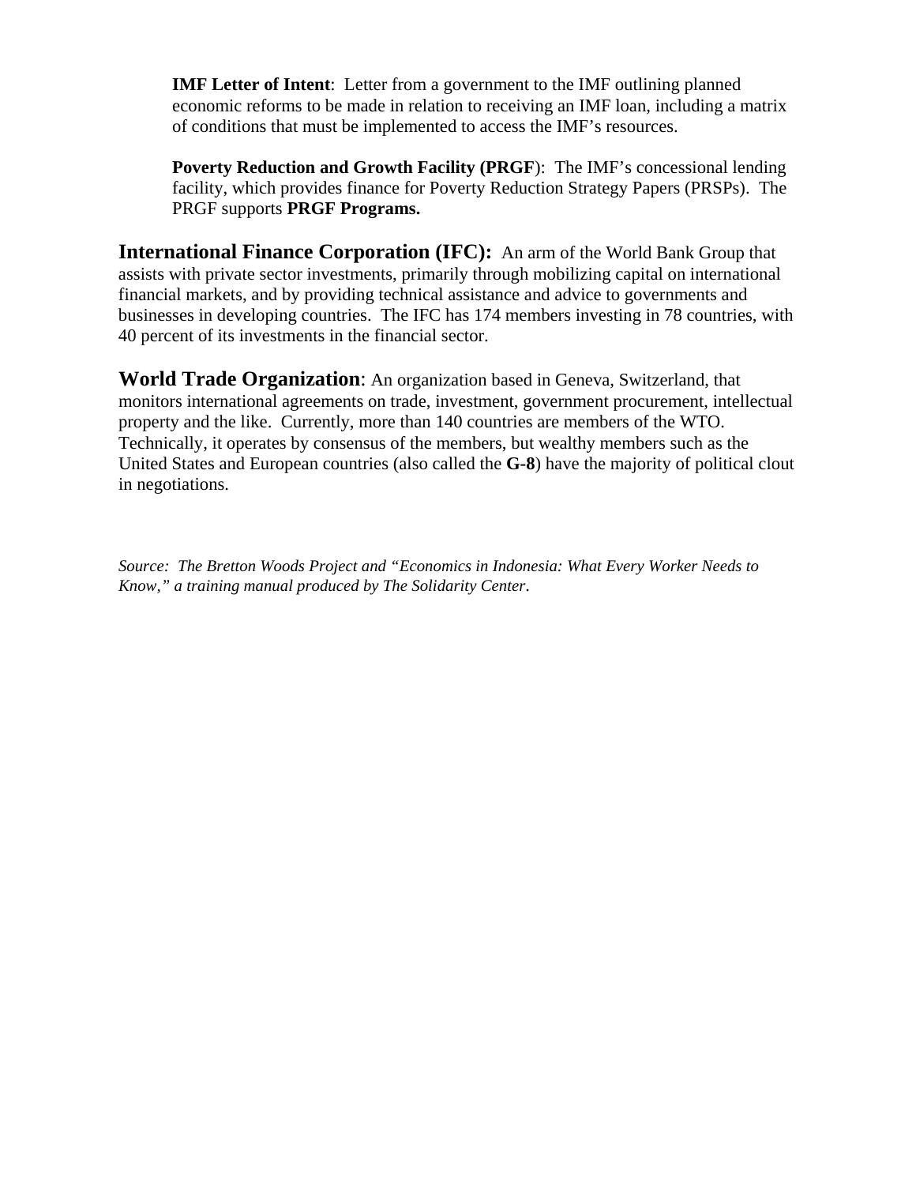**IMF Letter of Intent**: Letter from a government to the IMF outlining planned economic reforms to be made in relation to receiving an IMF loan, including a matrix of conditions that must be implemented to access the IMF's resources.

**Poverty Reduction and Growth Facility (PRGF)**: The IMF's concessional lending facility, which provides finance for Poverty Reduction Strategy Papers (PRSPs). The PRGF supports **PRGF Programs.**

**International Finance Corporation (IFC):** An arm of the World Bank Group that assists with private sector investments, primarily through mobilizing capital on international financial markets, and by providing technical assistance and advice to governments and businesses in developing countries. The IFC has 174 members investing in 78 countries, with 40 percent of its investments in the financial sector.

**World Trade Organization**: An organization based in Geneva, Switzerland, that monitors international agreements on trade, investment, government procurement, intellectual property and the like. Currently, more than 140 countries are members of the WTO. Technically, it operates by consensus of the members, but wealthy members such as the United States and European countries (also called the **G-8**) have the majority of political clout in negotiations.

*Source: The Bretton Woods Project and "Economics in Indonesia: What Every Worker Needs to Know," a training manual produced by The Solidarity Center.*